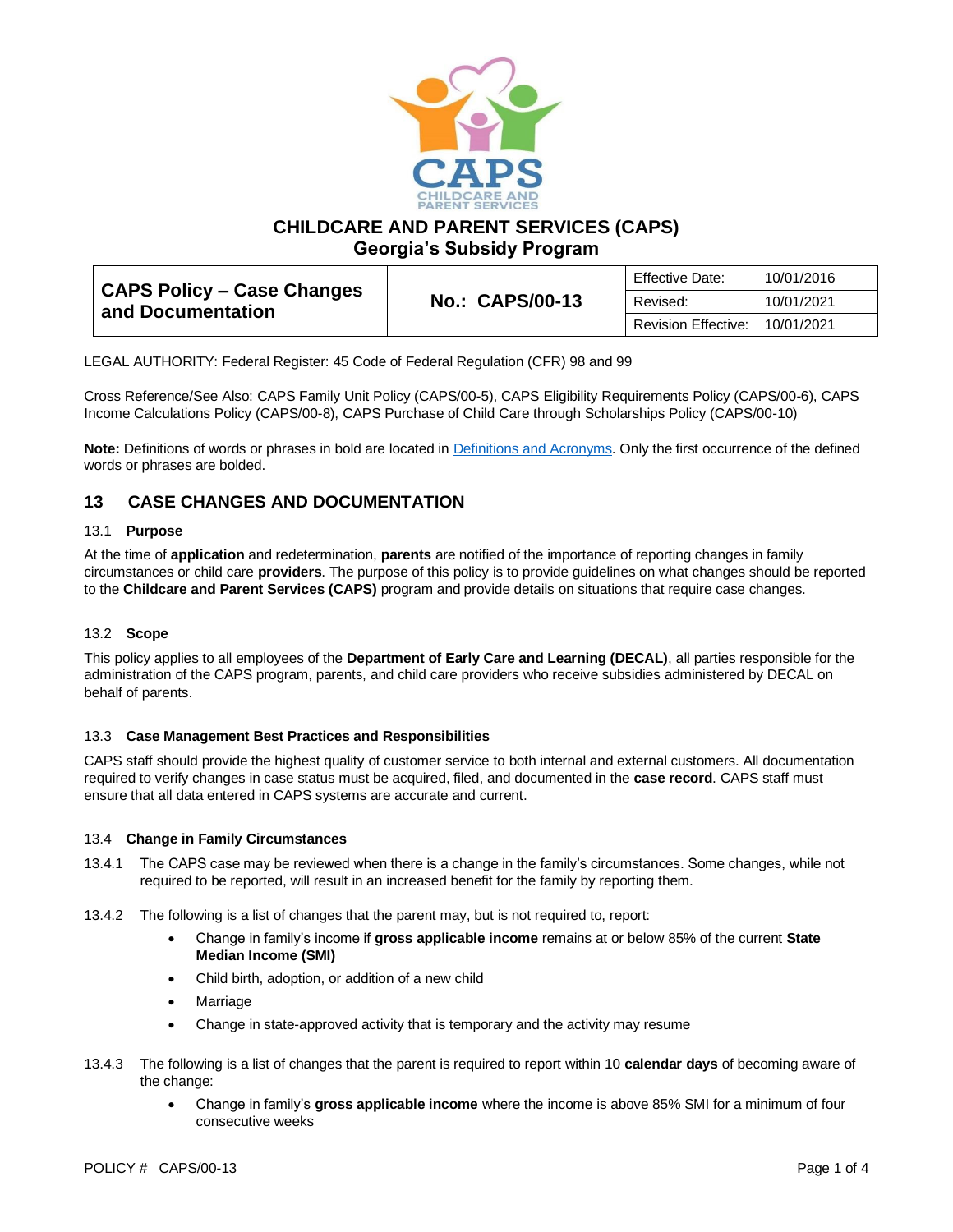# CHILDCARE AND PARENT SERVICES (CAPS)
## Georgia's Subsidy Program

| CAPS Policy – Case Changes and Documentation | No.: CAPS/00-13 | Effective Date: | 10/01/2016 |
|---|---|---|---|
| | | Revised: | 10/01/2021 |
| | | Revision Effective: | 10/01/2021 |

LEGAL AUTHORITY: Federal Register: 45 Code of Federal Regulation (CFR) 98 and 99

Cross Reference/See Also: CAPS Family Unit Policy (CAPS/00-5), CAPS Eligibility Requirements Policy (CAPS/00-6), CAPS Income Calculations Policy (CAPS/00-8), CAPS Purchase of Child Care through Scholarships Policy (CAPS/00-10)

**Note:** Definitions of words or phrases in bold are located in Definitions and Acronyms. Only the first occurrence of the defined words or phrases are bolded.

## 13 CASE CHANGES AND DOCUMENTATION

### 13.1 Purpose

At the time of **application** and redetermination, **parents** are notified of the importance of reporting changes in family circumstances or child care **providers**. The purpose of this policy is to provide guidelines on what changes should be reported to the **Childcare and Parent Services (CAPS)** program and provide details on situations that require case changes.

### 13.2 Scope

This policy applies to all employees of the **Department of Early Care and Learning (DECAL)**, all parties responsible for the administration of the CAPS program, parents, and child care providers who receive subsidies administered by DECAL on behalf of parents.

### 13.3 Case Management Best Practices and Responsibilities

CAPS staff should provide the highest quality of customer service to both internal and external customers. All documentation required to verify changes in case status must be acquired, filed, and documented in the **case record**. CAPS staff must ensure that all data entered in CAPS systems are accurate and current.

### 13.4 Change in Family Circumstances

13.4.1 The CAPS case may be reviewed when there is a change in the family's circumstances. Some changes, while not required to be reported, will result in an increased benefit for the family by reporting them.

13.4.2 The following is a list of changes that the parent may, but is not required to, report:

- Change in family's income if **gross applicable income** remains at or below 85% of the current **State Median Income (SMI)**
- Child birth, adoption, or addition of a new child
- Marriage
- Change in state-approved activity that is temporary and the activity may resume

13.4.3 The following is a list of changes that the parent is required to report within 10 **calendar days** of becoming aware of the change:

- Change in family's **gross applicable income** where the income is above 85% SMI for a minimum of four consecutive weeks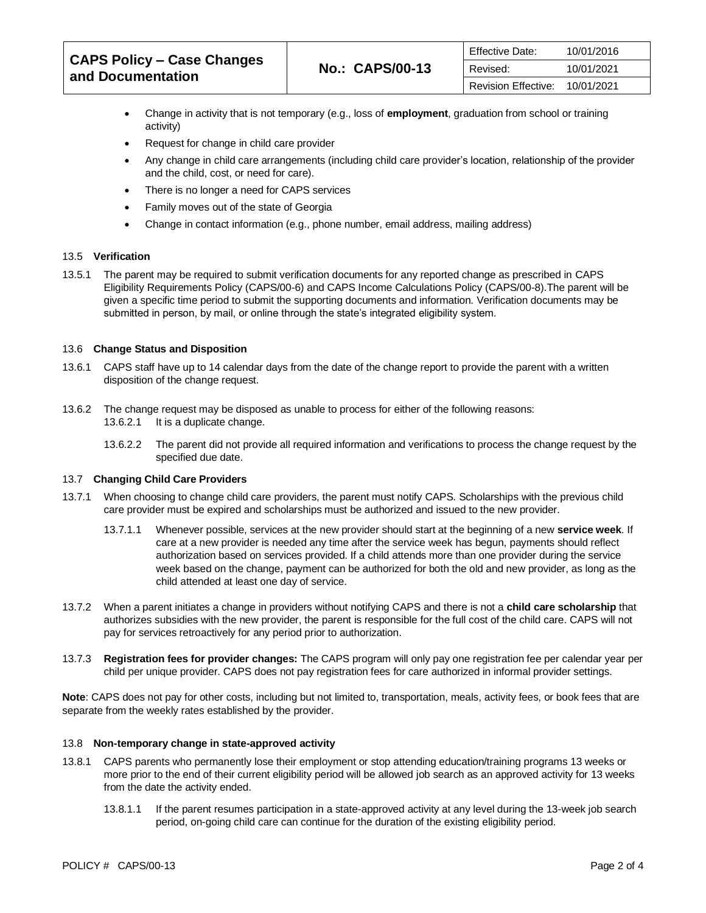- Change in activity that is not temporary (e.g., loss of **employment**, graduation from school or training activity)
- Request for change in child care provider
- Any change in child care arrangements (including child care provider's location, relationship of the provider and the child, cost, or need for care).
- There is no longer a need for CAPS services
- Family moves out of the state of Georgia
- Change in contact information (e.g., phone number, email address, mailing address)

### 13.5 Verification

13.5.1 The parent may be required to submit verification documents for any reported change as prescribed in CAPS Eligibility Requirements Policy (CAPS/00-6) and CAPS Income Calculations Policy (CAPS/00-8).The parent will be given a specific time period to submit the supporting documents and information. Verification documents may be submitted in person, by mail, or online through the state's integrated eligibility system.

### 13.6 Change Status and Disposition

13.6.1 CAPS staff have up to 14 calendar days from the date of the change report to provide the parent with a written disposition of the change request.

13.6.2 The change request may be disposed as unable to process for either of the following reasons:

13.6.2.1 It is a duplicate change.

13.6.2.2 The parent did not provide all required information and verifications to process the change request by the specified due date.

### 13.7 Changing Child Care Providers

13.7.1 When choosing to change child care providers, the parent must notify CAPS. Scholarships with the previous child care provider must be expired and scholarships must be authorized and issued to the new provider.

13.7.1.1 Whenever possible, services at the new provider should start at the beginning of a new **service week**. If care at a new provider is needed any time after the service week has begun, payments should reflect authorization based on services provided. If a child attends more than one provider during the service week based on the change, payment can be authorized for both the old and new provider, as long as the child attended at least one day of service.

13.7.2 When a parent initiates a change in providers without notifying CAPS and there is not a **child care scholarship** that authorizes subsidies with the new provider, the parent is responsible for the full cost of the child care. CAPS will not pay for services retroactively for any period prior to authorization.

13.7.3 **Registration fees for provider changes:** The CAPS program will only pay one registration fee per calendar year per child per unique provider. CAPS does not pay registration fees for care authorized in informal provider settings.

**Note**: CAPS does not pay for other costs, including but not limited to, transportation, meals, activity fees, or book fees that are separate from the weekly rates established by the provider.

### 13.8 Non-temporary change in state-approved activity

13.8.1 CAPS parents who permanently lose their employment or stop attending education/training programs 13 weeks or more prior to the end of their current eligibility period will be allowed job search as an approved activity for 13 weeks from the date the activity ended.

13.8.1.1 If the parent resumes participation in a state-approved activity at any level during the 13-week job search period, on-going child care can continue for the duration of the existing eligibility period.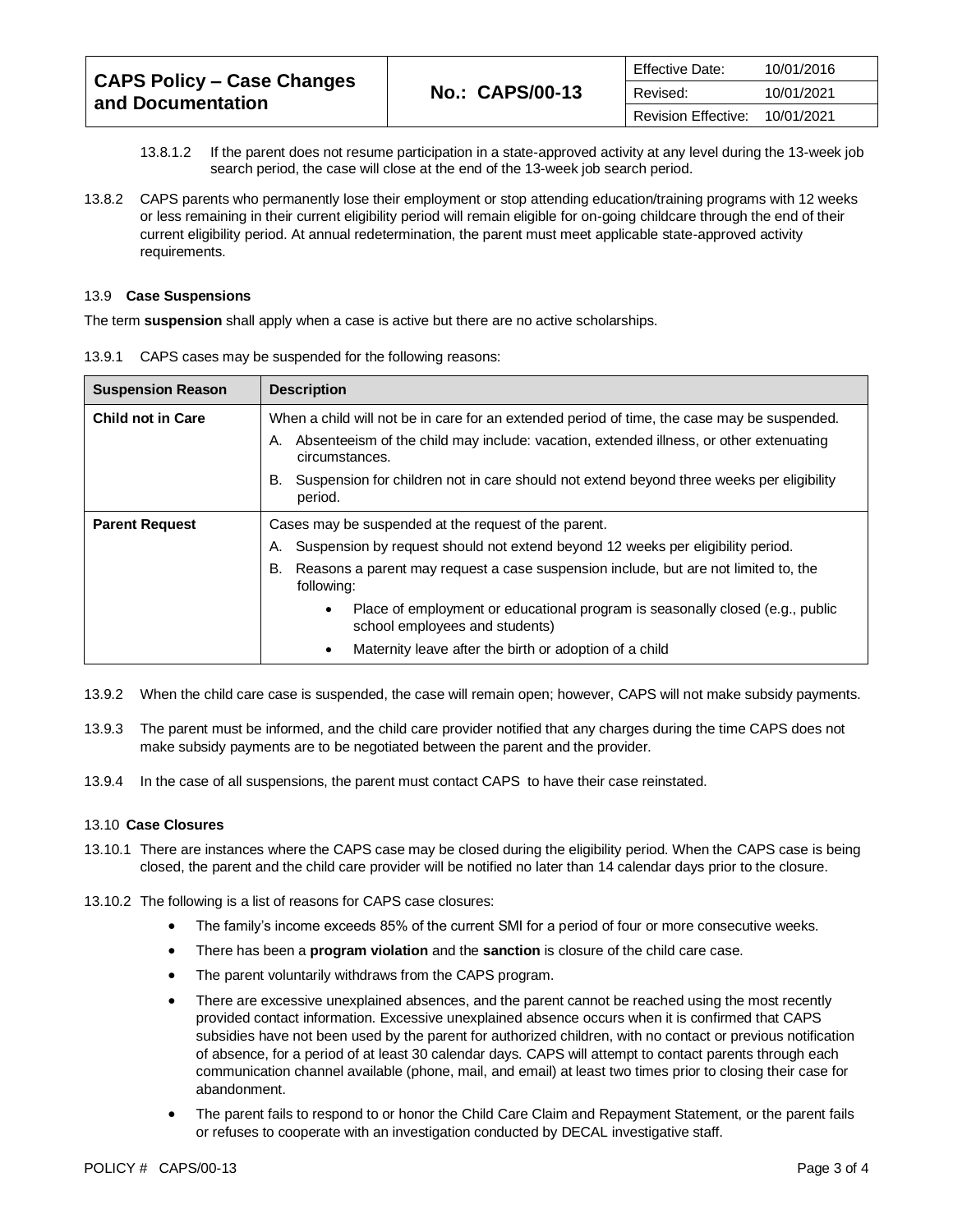13.8.1.2 If the parent does not resume participation in a state-approved activity at any level during the 13-week job search period, the case will close at the end of the 13-week job search period.

13.8.2 CAPS parents who permanently lose their employment or stop attending education/training programs with 12 weeks or less remaining in their current eligibility period will remain eligible for on-going childcare through the end of their current eligibility period. At annual redetermination, the parent must meet applicable state-approved activity requirements.

### 13.9 Case Suspensions

The term **suspension** shall apply when a case is active but there are no active scholarships.

13.9.1 CAPS cases may be suspended for the following reasons:

| Suspension Reason | Description |
|---|---|
| **Child not in Care** | When a child will not be in care for an extended period of time, the case may be suspended.<br>A. Absenteeism of the child may include: vacation, extended illness, or other extenuating circumstances.<br>B. Suspension for children not in care should not extend beyond three weeks per eligibility period. |
| **Parent Request** | Cases may be suspended at the request of the parent.<br>A. Suspension by request should not extend beyond 12 weeks per eligibility period.<br>B. Reasons a parent may request a case suspension include, but are not limited to, the following:<br>• Place of employment or educational program is seasonally closed (e.g., public school employees and students)<br>• Maternity leave after the birth or adoption of a child |

13.9.2 When the child care case is suspended, the case will remain open; however, CAPS will not make subsidy payments.

13.9.3 The parent must be informed, and the child care provider notified that any charges during the time CAPS does not make subsidy payments are to be negotiated between the parent and the provider.

13.9.4 In the case of all suspensions, the parent must contact CAPS to have their case reinstated.

### 13.10 Case Closures

13.10.1 There are instances where the CAPS case may be closed during the eligibility period. When the CAPS case is being closed, the parent and the child care provider will be notified no later than 14 calendar days prior to the closure.

13.10.2 The following is a list of reasons for CAPS case closures:

- The family's income exceeds 85% of the current SMI for a period of four or more consecutive weeks.
- There has been a **program violation** and the **sanction** is closure of the child care case.
- The parent voluntarily withdraws from the CAPS program.
- There are excessive unexplained absences, and the parent cannot be reached using the most recently provided contact information. Excessive unexplained absence occurs when it is confirmed that CAPS subsidies have not been used by the parent for authorized children, with no contact or previous notification of absence, for a period of at least 30 calendar days. CAPS will attempt to contact parents through each communication channel available (phone, mail, and email) at least two times prior to closing their case for abandonment.
- The parent fails to respond to or honor the Child Care Claim and Repayment Statement, or the parent fails or refuses to cooperate with an investigation conducted by DECAL investigative staff.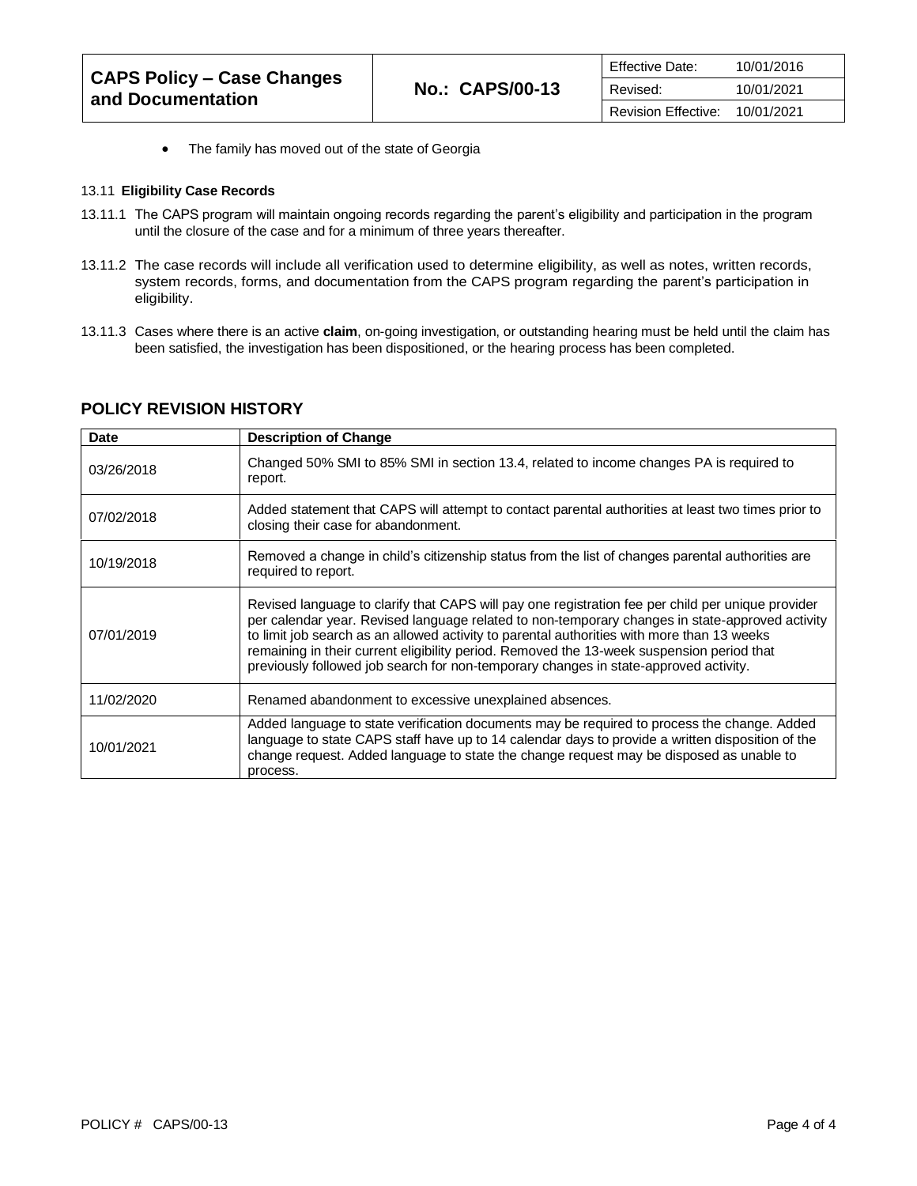- The family has moved out of the state of Georgia

13.11 **Eligibility Case Records**

13.11.1 The CAPS program will maintain ongoing records regarding the parent's eligibility and participation in the program until the closure of the case and for a minimum of three years thereafter.

13.11.2 The case records will include all verification used to determine eligibility, as well as notes, written records, system records, forms, and documentation from the CAPS program regarding the parent's participation in eligibility.

13.11.3 Cases where there is an active **claim**, on-going investigation, or outstanding hearing must be held until the claim has been satisfied, the investigation has been dispositioned, or the hearing process has been completed.

## POLICY REVISION HISTORY

| Date | Description of Change |
|---|---|
| 03/26/2018 | Changed 50% SMI to 85% SMI in section 13.4, related to income changes PA is required to report. |
| 07/02/2018 | Added statement that CAPS will attempt to contact parental authorities at least two times prior to closing their case for abandonment. |
| 10/19/2018 | Removed a change in child's citizenship status from the list of changes parental authorities are required to report. |
| 07/01/2019 | Revised language to clarify that CAPS will pay one registration fee per child per unique provider per calendar year. Revised language related to non-temporary changes in state-approved activity to limit job search as an allowed activity to parental authorities with more than 13 weeks remaining in their current eligibility period. Removed the 13-week suspension period that previously followed job search for non-temporary changes in state-approved activity. |
| 11/02/2020 | Renamed abandonment to excessive unexplained absences. |
| 10/01/2021 | Added language to state verification documents may be required to process the change. Added language to state CAPS staff have up to 14 calendar days to provide a written disposition of the change request. Added language to state the change request may be disposed as unable to process. |